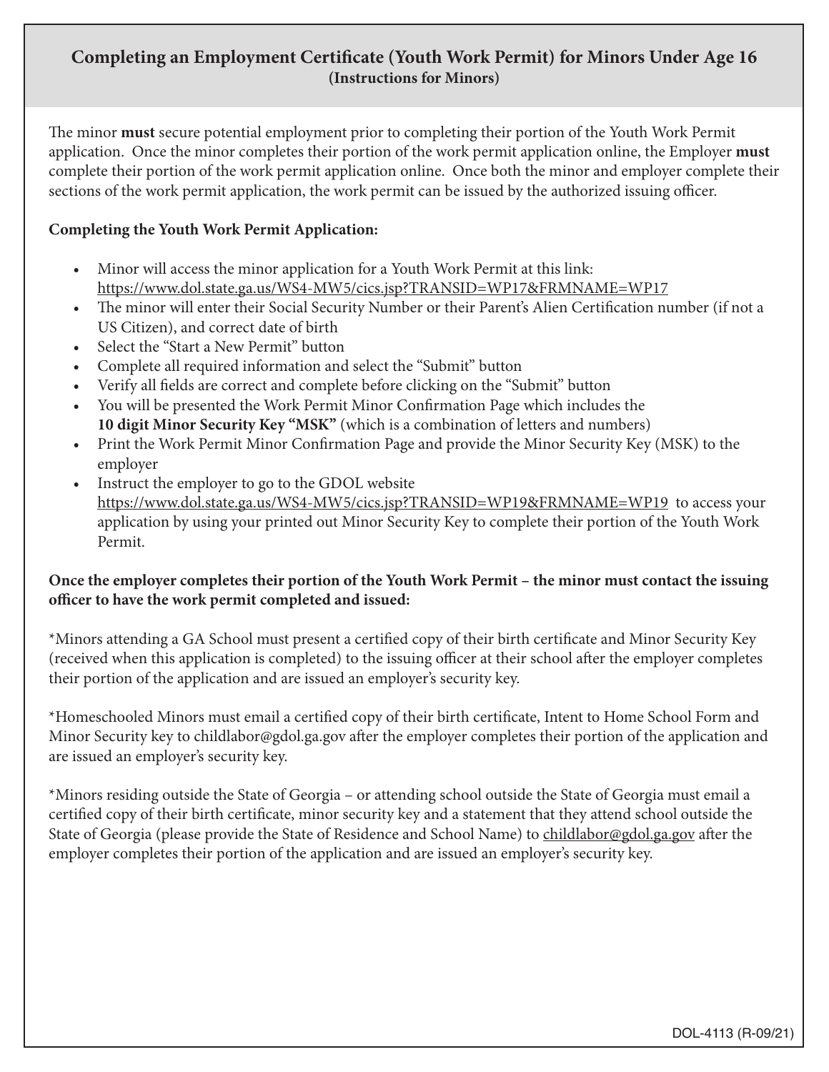# Completing an Employment Certificate (Youth Work Permit) for Minors Under Age 16

**(Instructions for Minors)**

The minor **must** secure potential employment prior to completing their portion of the Youth Work Permit application. Once the minor completes their portion of the work permit application online, the Employer **must** complete their portion of the work permit application online. Once both the minor and employer complete their sections of the work permit application, the work permit can be issued by the authorized issuing officer.

**Completing the Youth Work Permit Application:**

- Minor will access the minor application for a Youth Work Permit at this link: https://www.dol.state.ga.us/WS4-MW5/cics.jsp?TRANSID=WP17&FRMNAME=WP17
- The minor will enter their Social Security Number or their Parent's Alien Certification number (if not a US Citizen), and correct date of birth
- Select the "Start a New Permit" button
- Complete all required information and select the "Submit" button
- Verify all fields are correct and complete before clicking on the "Submit" button
- You will be presented the Work Permit Minor Confirmation Page which includes the **10 digit Minor Security Key "MSK"** (which is a combination of letters and numbers)
- Print the Work Permit Minor Confirmation Page and provide the Minor Security Key (MSK) to the employer
- Instruct the employer to go to the GDOL website https://www.dol.state.ga.us/WS4-MW5/cics.jsp?TRANSID=WP19&FRMNAME=WP19 to access your application by using your printed out Minor Security Key to complete their portion of the Youth Work Permit.

**Once the employer completes their portion of the Youth Work Permit – the minor must contact the issuing officer to have the work permit completed and issued:**

*Minors attending a GA School must present a certified copy of their birth certificate and Minor Security Key (received when this application is completed) to the issuing officer at their school after the employer completes their portion of the application and are issued an employer's security key.

*Homeschooled Minors must email a certified copy of their birth certificate, Intent to Home School Form and Minor Security key to childlabor@gdol.ga.gov after the employer completes their portion of the application and are issued an employer's security key.

*Minors residing outside the State of Georgia – or attending school outside the State of Georgia must email a certified copy of their birth certificate, minor security key and a statement that they attend school outside the State of Georgia (please provide the State of Residence and School Name) to childlabor@gdol.ga.gov after the employer completes their portion of the application and are issued an employer's security key.

DOL-4113 (R-09/21)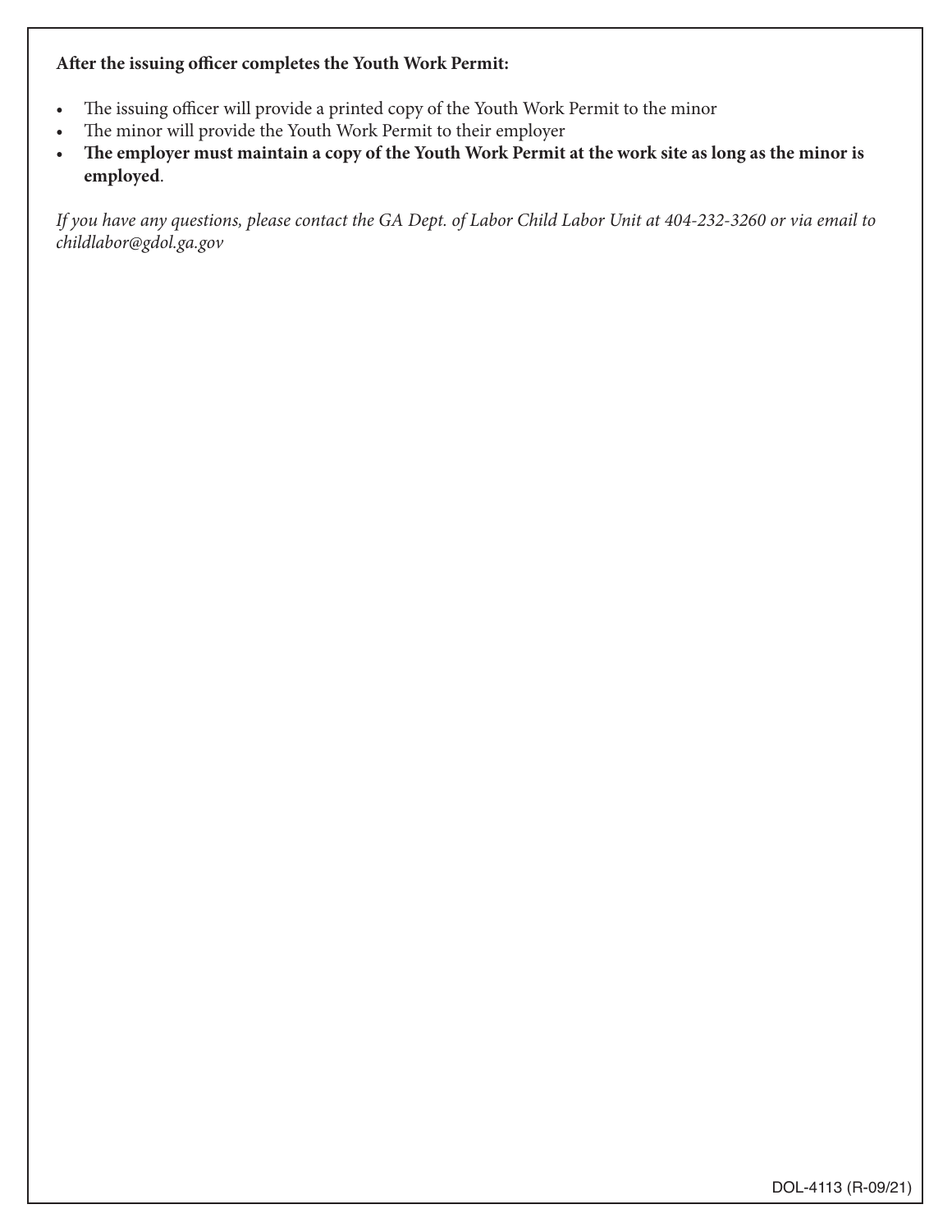**After the issuing officer completes the Youth Work Permit:**

- The issuing officer will provide a printed copy of the Youth Work Permit to the minor
- The minor will provide the Youth Work Permit to their employer
- **The employer must maintain a copy of the Youth Work Permit at the work site as long as the minor is employed**.

*If you have any questions, please contact the GA Dept. of Labor Child Labor Unit at 404-232-3260 or via email to childlabor@gdol.ga.gov*

DOL-4113 (R-09/21)